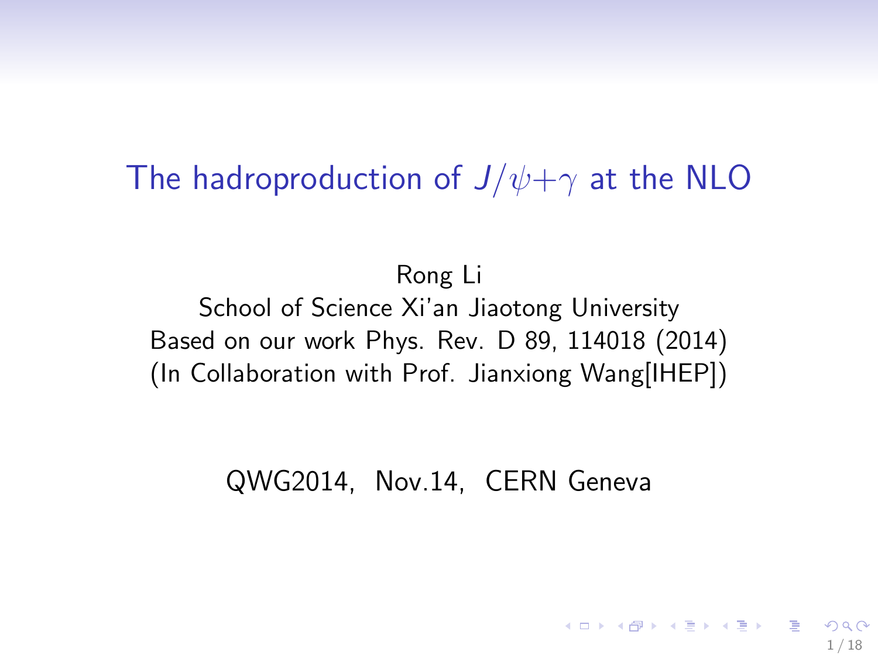# The hadroproduction of $J/\psi+\gamma$ at the NLO

Rong Li

School of Science Xi'an Jiaotong University

Based on our work Phys. Rev. D 89, 114018 (2014)

(In Collaboration with Prof. Jianxiong Wang[IHEP])

QWG2014, Nov.14, CERN Geneva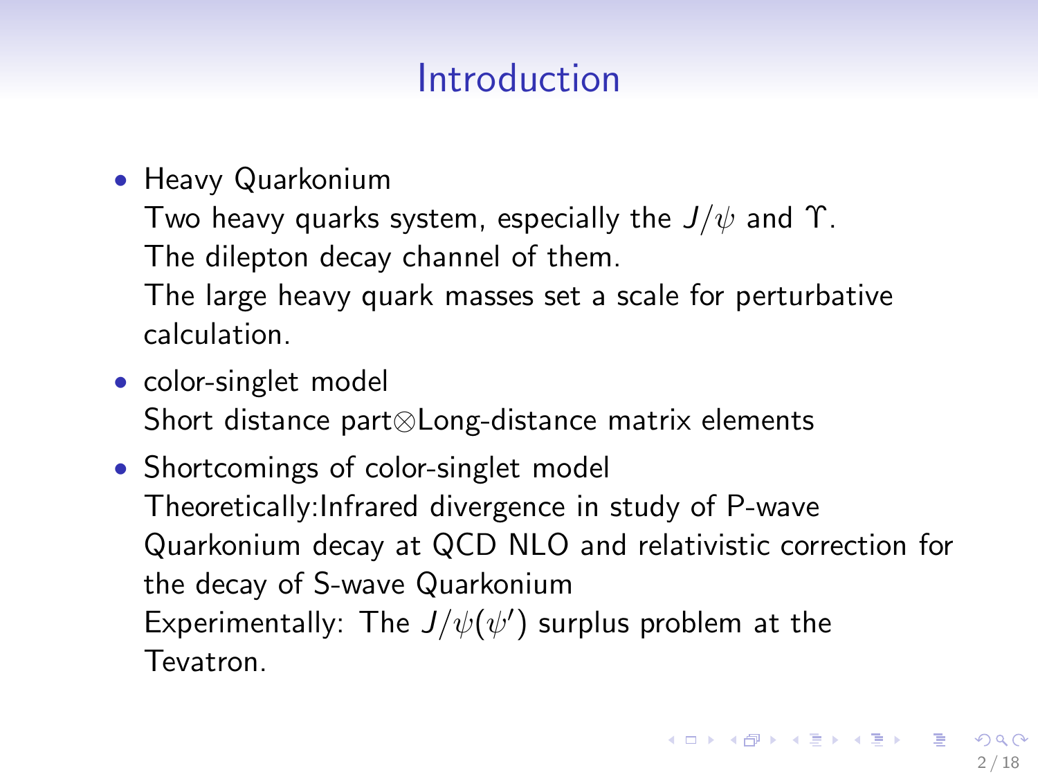# Introduction

- Heavy Quarkonium
  Two heavy quarks system, especially the $J/\psi$ and $\Upsilon$.
  The dilepton decay channel of them.
  The large heavy quark masses set a scale for perturbative calculation.
- color-singlet model
  Short distance part$\otimes$Long-distance matrix elements
- Shortcomings of color-singlet model
  Theoretically:Infrared divergence in study of P-wave Quarkonium decay at QCD NLO and relativistic correction for the decay of S-wave Quarkonium
  Experimentally: The $J/\psi(\psi')$ surplus problem at the Tevatron.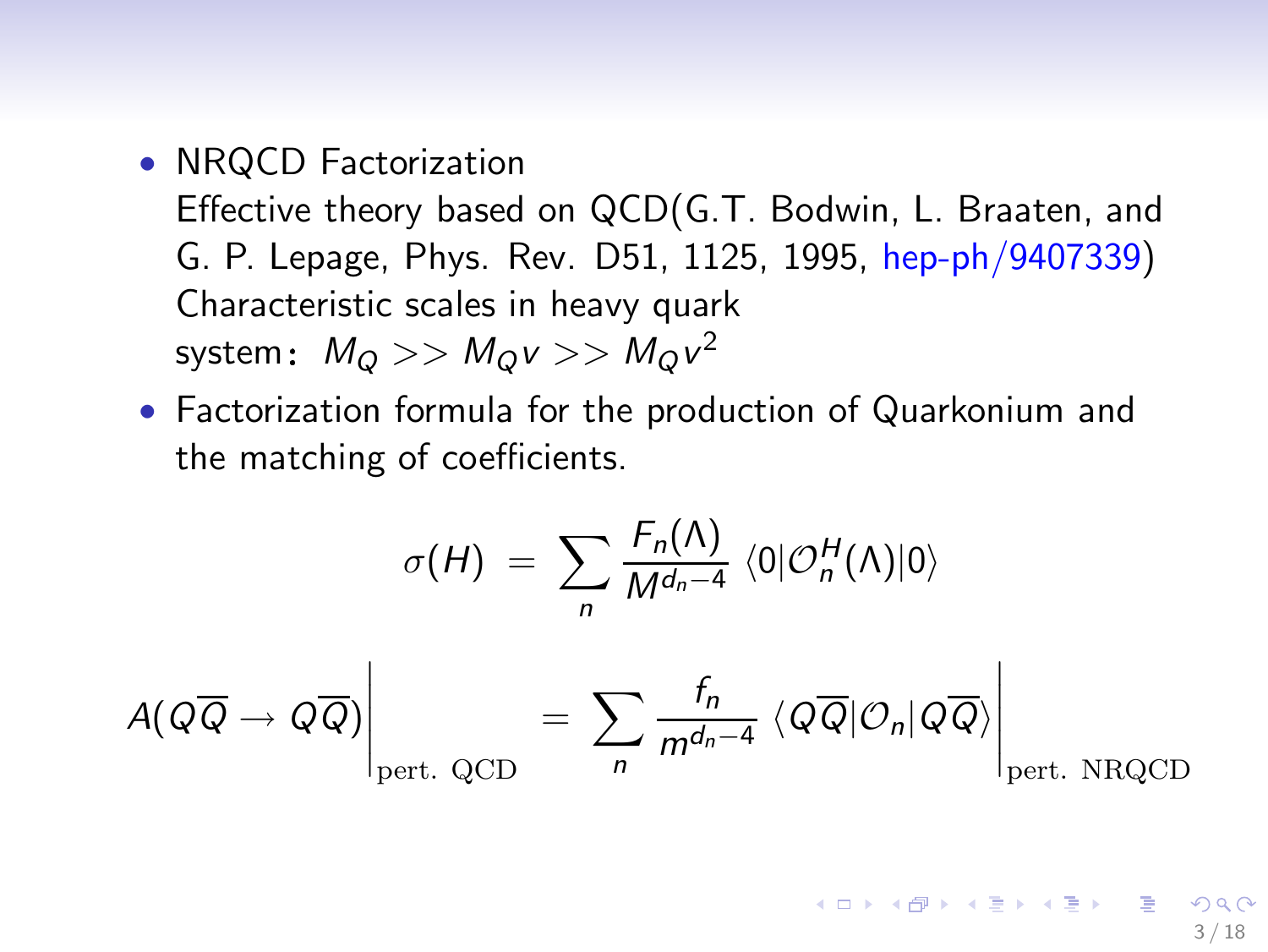- NRQCD Factorization
  Effective theory based on QCD(G.T. Bodwin, L. Braaten, and G. P. Lepage, Phys. Rev. D51, 1125, 1995, hep-ph/9407339)
  Characteristic scales in heavy quark system： $M_Q >> M_Q v >> M_Q v^2$
- Factorization formula for the production of Quarkonium and the matching of coefficients.

$$\sigma(H) \;=\; \sum_n \frac{F_n(\Lambda)}{M^{d_n-4}}\,\langle 0|\mathcal{O}_n^H(\Lambda)|0\rangle$$

$$A(Q\overline{Q} \to Q\overline{Q})\Big|_{\text{pert. QCD}} \;=\; \sum_n \frac{f_n}{m^{d_n-4}}\,\langle Q\overline{Q}|\mathcal{O}_n|Q\overline{Q}\rangle\Big|_{\text{pert. NRQCD}}$$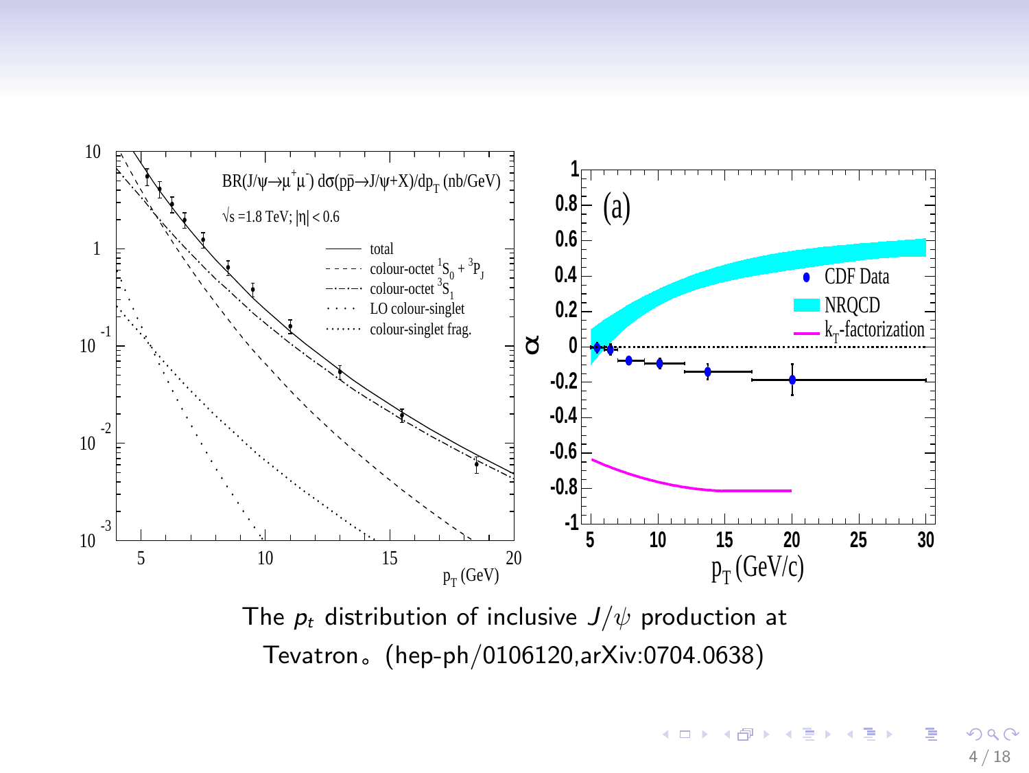The $p_t$ distribution of inclusive $J/\psi$ production at Tevatron。(hep-ph/0106120,arXiv:0704.0638)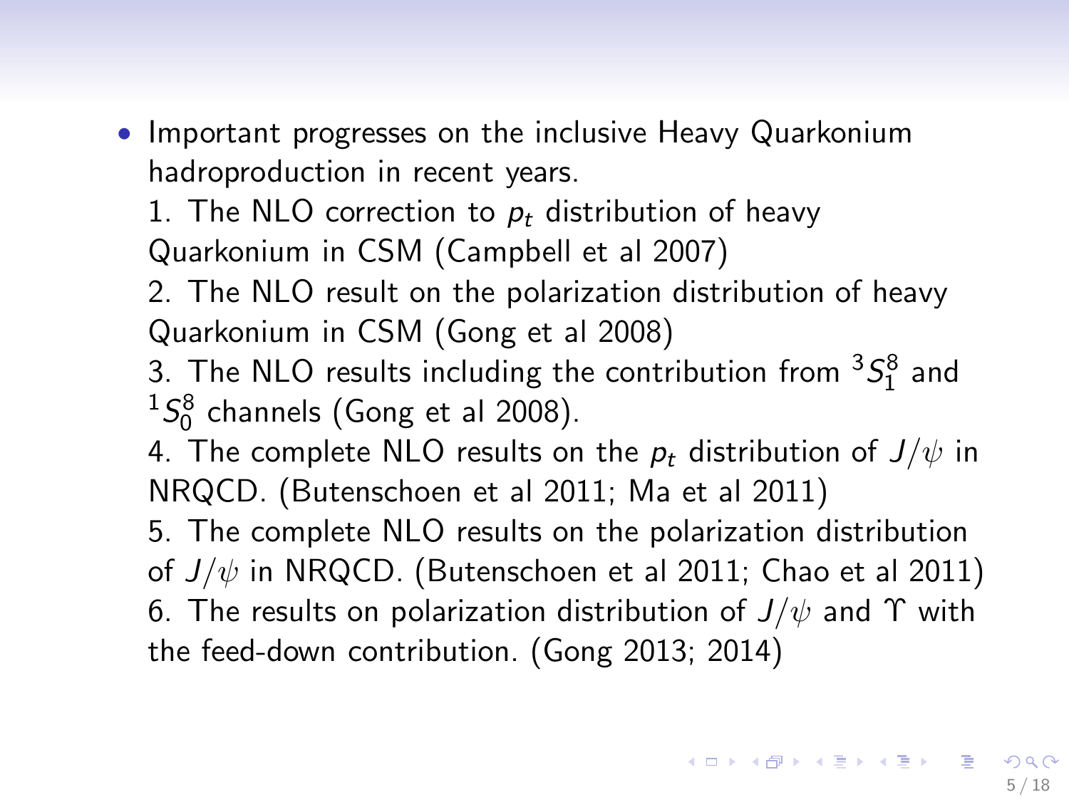- Important progresses on the inclusive Heavy Quarkonium hadroproduction in recent years.

  1. The NLO correction to $p_t$ distribution of heavy Quarkonium in CSM (Campbell et al 2007)

  2. The NLO result on the polarization distribution of heavy Quarkonium in CSM (Gong et al 2008)

  3. The NLO results including the contribution from ${}^3S_1^8$ and ${}^1S_0^8$ channels (Gong et al 2008).

  4. The complete NLO results on the $p_t$ distribution of $J/\psi$ in NRQCD. (Butenschoen et al 2011; Ma et al 2011)

  5. The complete NLO results on the polarization distribution of $J/\psi$ in NRQCD. (Butenschoen et al 2011; Chao et al 2011)

  6. The results on polarization distribution of $J/\psi$ and $\Upsilon$ with the feed-down contribution. (Gong 2013; 2014)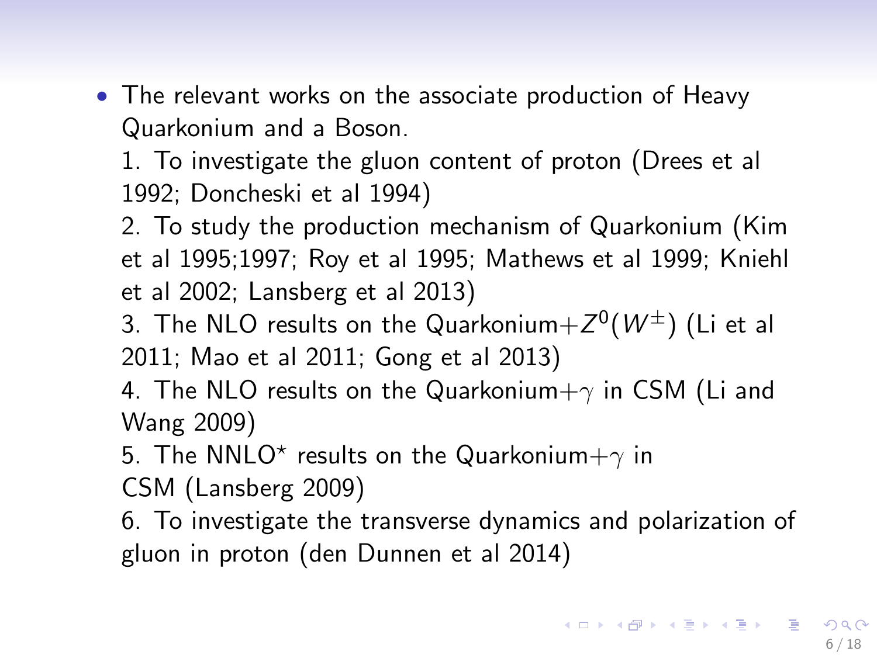- The relevant works on the associate production of Heavy Quarkonium and a Boson.

  1. To investigate the gluon content of proton (Drees et al 1992; Doncheski et al 1994)

  2. To study the production mechanism of Quarkonium (Kim et al 1995;1997; Roy et al 1995; Mathews et al 1999; Kniehl et al 2002; Lansberg et al 2013)

  3. The NLO results on the Quarkonium+$Z^0$($W^{\pm}$) (Li et al 2011; Mao et al 2011; Gong et al 2013)

  4. The NLO results on the Quarkonium+$\gamma$ in CSM (Li and Wang 2009)

  5. The NNLO$^{\star}$ results on the Quarkonium+$\gamma$ in CSM (Lansberg 2009)

  6. To investigate the transverse dynamics and polarization of gluon in proton (den Dunnen et al 2014)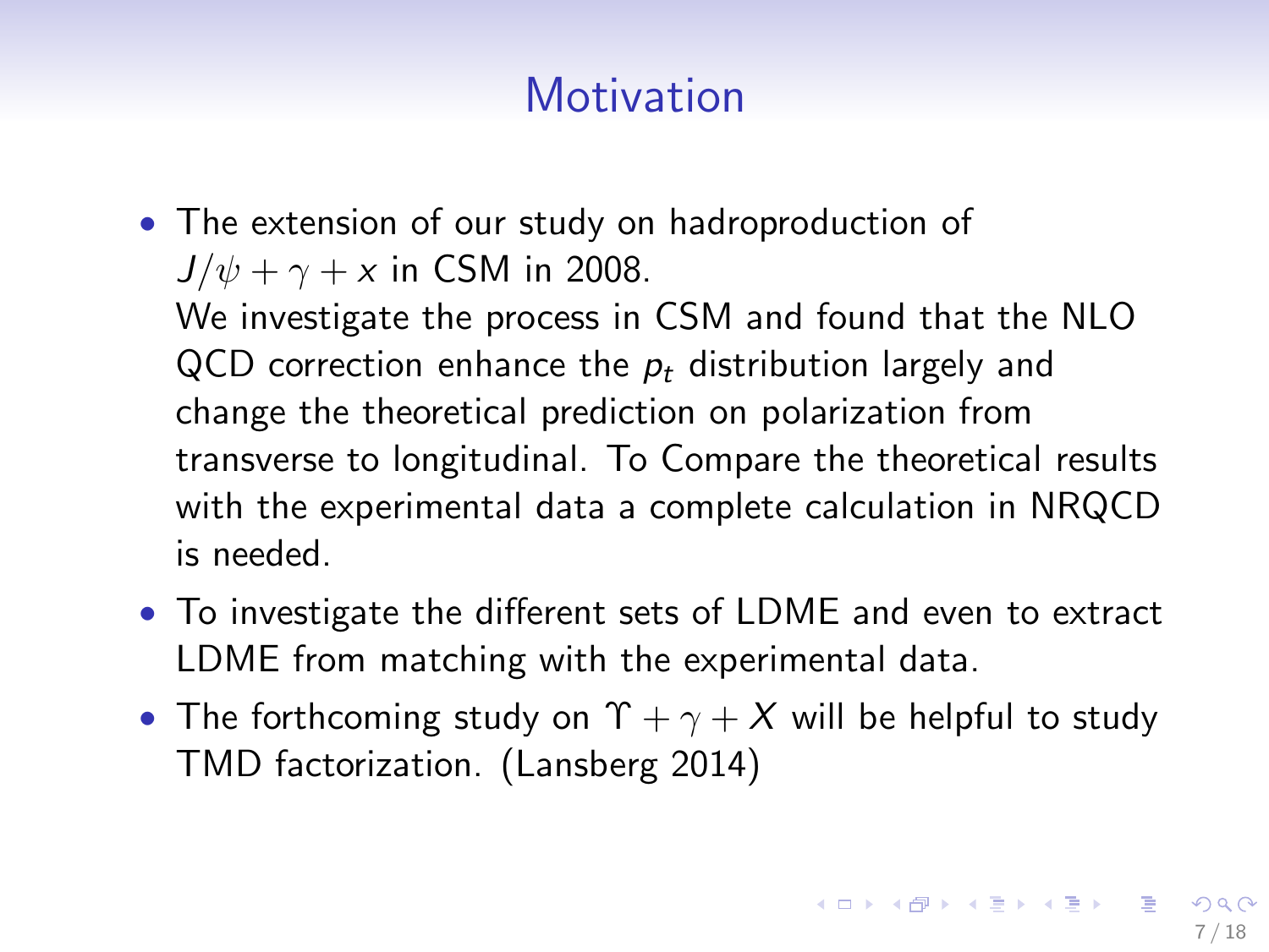# Motivation

- The extension of our study on hadroproduction of $J/\psi + \gamma + x$ in CSM in 2008.
  We investigate the process in CSM and found that the NLO QCD correction enhance the $p_t$ distribution largely and change the theoretical prediction on polarization from transverse to longitudinal. To Compare the theoretical results with the experimental data a complete calculation in NRQCD is needed.
- To investigate the different sets of LDME and even to extract LDME from matching with the experimental data.
- The forthcoming study on $\Upsilon + \gamma + X$ will be helpful to study TMD factorization. (Lansberg 2014)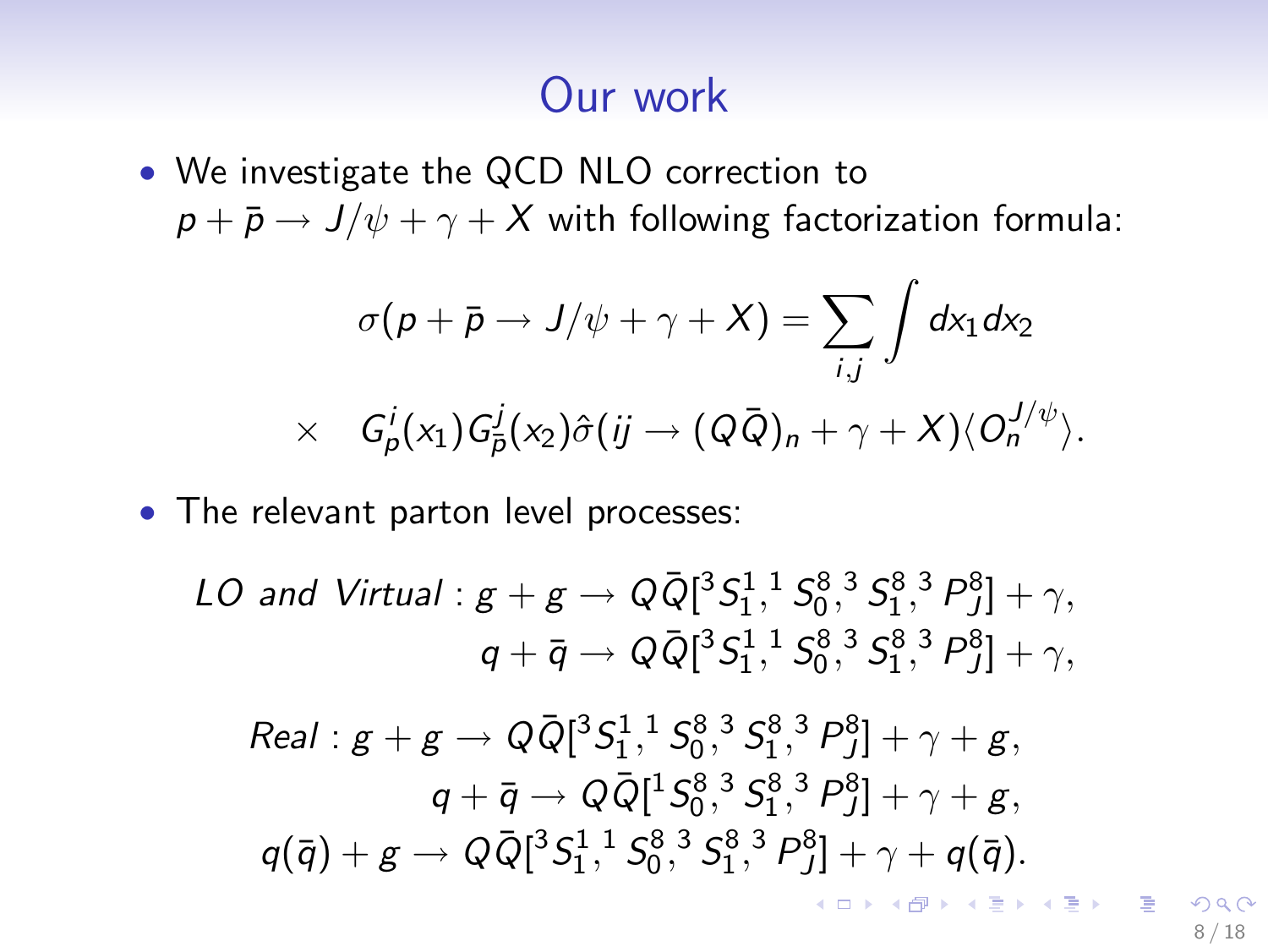# Our work

- We investigate the QCD NLO correction to $p + \bar{p} \to J/\psi + \gamma + X$ with following factorization formula:

$$
\sigma(p + \bar{p} \to J/\psi + \gamma + X) = \sum_{i,j} \int dx_1 dx_2
$$

$$
\times \quad G_p^i(x_1) G_{\bar{p}}^j(x_2) \hat{\sigma}(ij \to (Q\bar{Q})_n + \gamma + X) \langle O_n^{J/\psi} \rangle.
$$

- The relevant parton level processes:

$$
\begin{aligned}
LO\ and\ Virtual : g + g &\to Q\bar{Q}[{}^3S_1^1, {}^1S_0^8, {}^3S_1^8, {}^3P_J^8] + \gamma, \\
q + \bar{q} &\to Q\bar{Q}[{}^3S_1^1, {}^1S_0^8, {}^3S_1^8, {}^3P_J^8] + \gamma,
\end{aligned}
$$

$$
\begin{aligned}
Real : g + g &\to Q\bar{Q}[{}^3S_1^1, {}^1S_0^8, {}^3S_1^8, {}^3P_J^8] + \gamma + g, \\
q + \bar{q} &\to Q\bar{Q}[{}^1S_0^8, {}^3S_1^8, {}^3P_J^8] + \gamma + g, \\
q(\bar{q}) + g &\to Q\bar{Q}[{}^3S_1^1, {}^1S_0^8, {}^3S_1^8, {}^3P_J^8] + \gamma + q(\bar{q}).
\end{aligned}
$$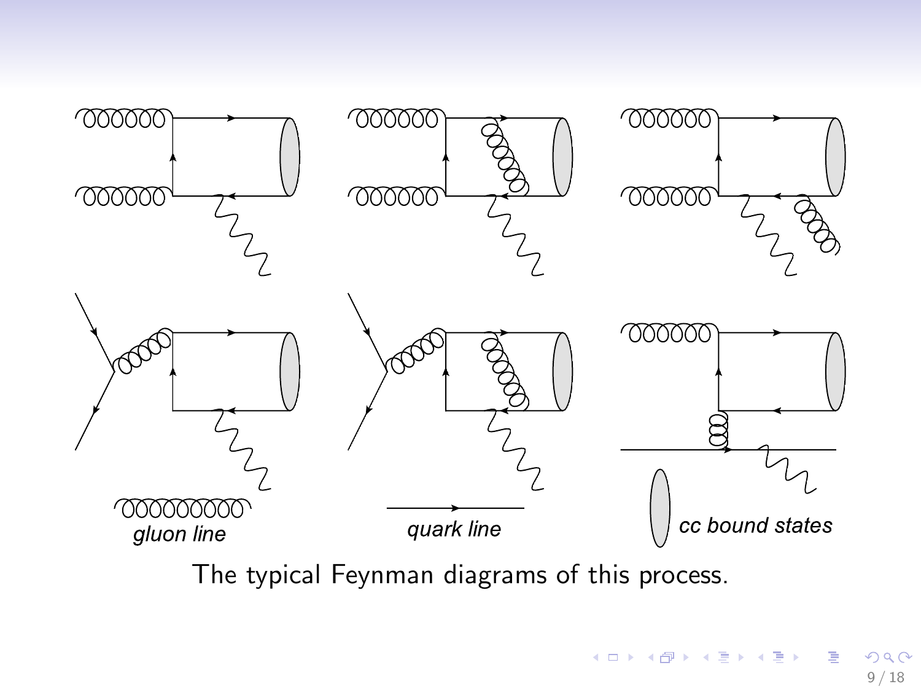gluon line

quark line

cc bound states

The typical Feynman diagrams of this process.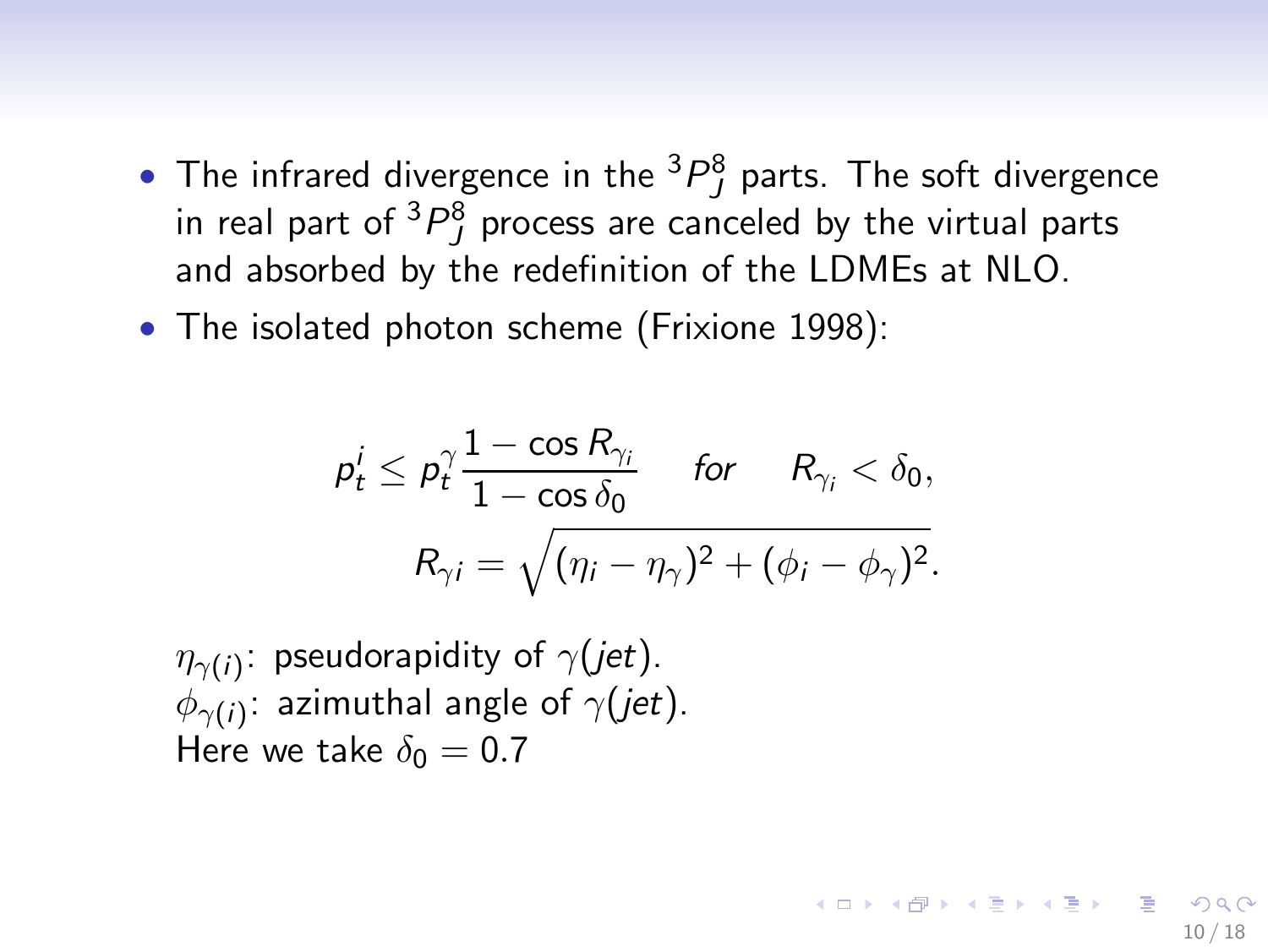- The infrared divergence in the ${}^3P_J^8$ parts. The soft divergence in real part of ${}^3P_J^8$ process are canceled by the virtual parts and absorbed by the redefinition of the LDMEs at NLO.
- The isolated photon scheme (Frixione 1998):

$$
p_t^i \leq p_t^\gamma \frac{1-\cos R_{\gamma_i}}{1-\cos\delta_0} \quad \textit{for} \quad R_{\gamma_i} < \delta_0,
$$

$$
R_{\gamma i} = \sqrt{(\eta_i - \eta_\gamma)^2 + (\phi_i - \phi_\gamma)^2}.
$$

$\eta_{\gamma(i)}$: pseudorapidity of $\gamma(jet)$.
$\phi_{\gamma(i)}$: azimuthal angle of $\gamma(jet)$.
Here we take $\delta_0 = 0.7$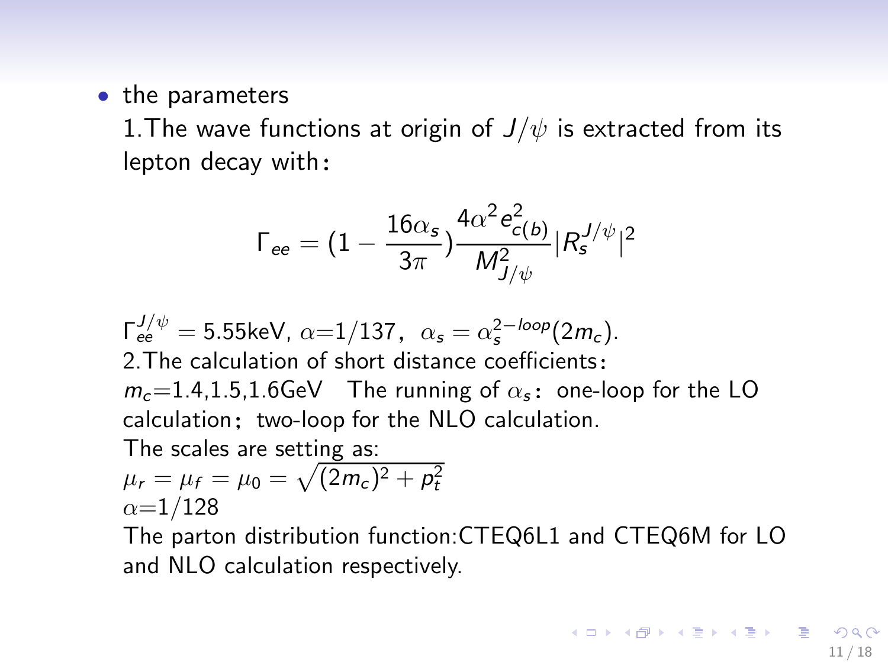- the parameters

  1.The wave functions at origin of $J/\psi$ is extracted from its lepton decay with：

$$\Gamma_{ee} = (1 - \frac{16\alpha_s}{3\pi})\frac{4\alpha^2 e^2_{c(b)}}{M^2_{J/\psi}}|R_s^{J/\psi}|^2$$

  $\Gamma_{ee}^{J/\psi} = 5.55\text{keV}$, $\alpha$=1/137，$\alpha_s = \alpha_s^{2-loop}(2m_c)$.
  2.The calculation of short distance coefficients：
  $m_c$=1.4,1.5,1.6GeV  The running of $\alpha_s$：one-loop for the LO calculation；two-loop for the NLO calculation.
  The scales are setting as:
  $\mu_r = \mu_f = \mu_0 = \sqrt{(2m_c)^2 + p_t^2}$
  $\alpha$=1/128
  The parton distribution function:CTEQ6L1 and CTEQ6M for LO and NLO calculation respectively.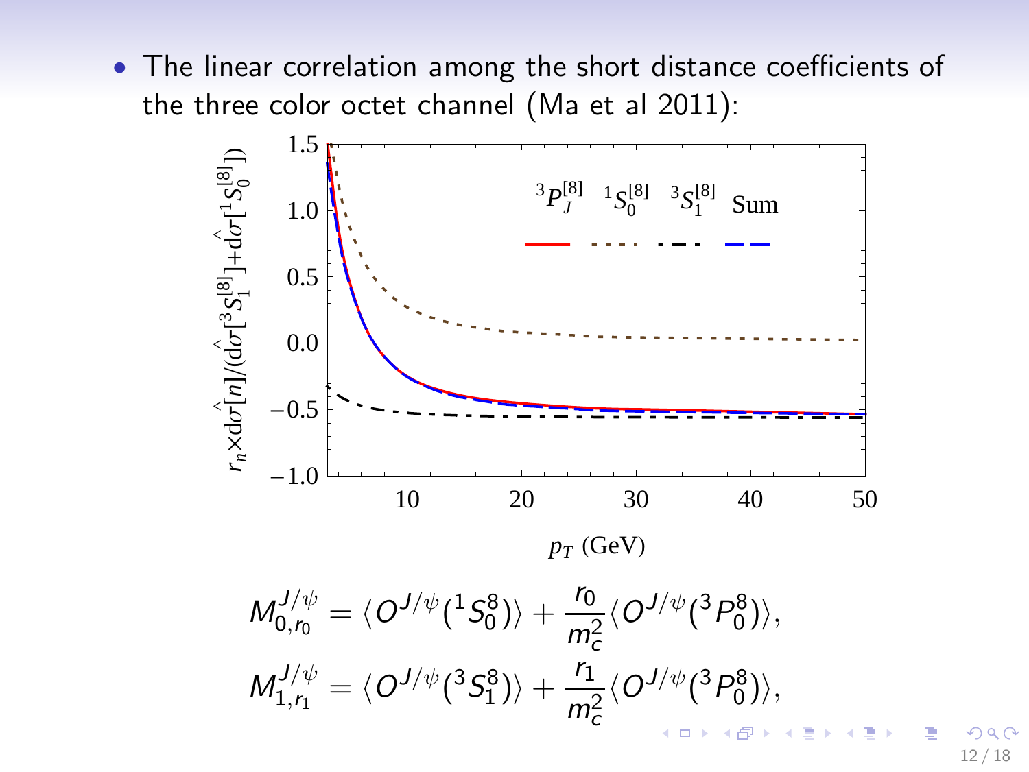- The linear correlation among the short distance coefficients of the three color octet channel (Ma et al 2011):

$$M_{0,r_0}^{J/\psi} = \langle O^{J/\psi}({}^1S_0^8)\rangle + \frac{r_0}{m_c^2}\langle O^{J/\psi}({}^3P_0^8)\rangle,$$

$$M_{1,r_1}^{J/\psi} = \langle O^{J/\psi}({}^3S_1^8)\rangle + \frac{r_1}{m_c^2}\langle O^{J/\psi}({}^3P_0^8)\rangle,$$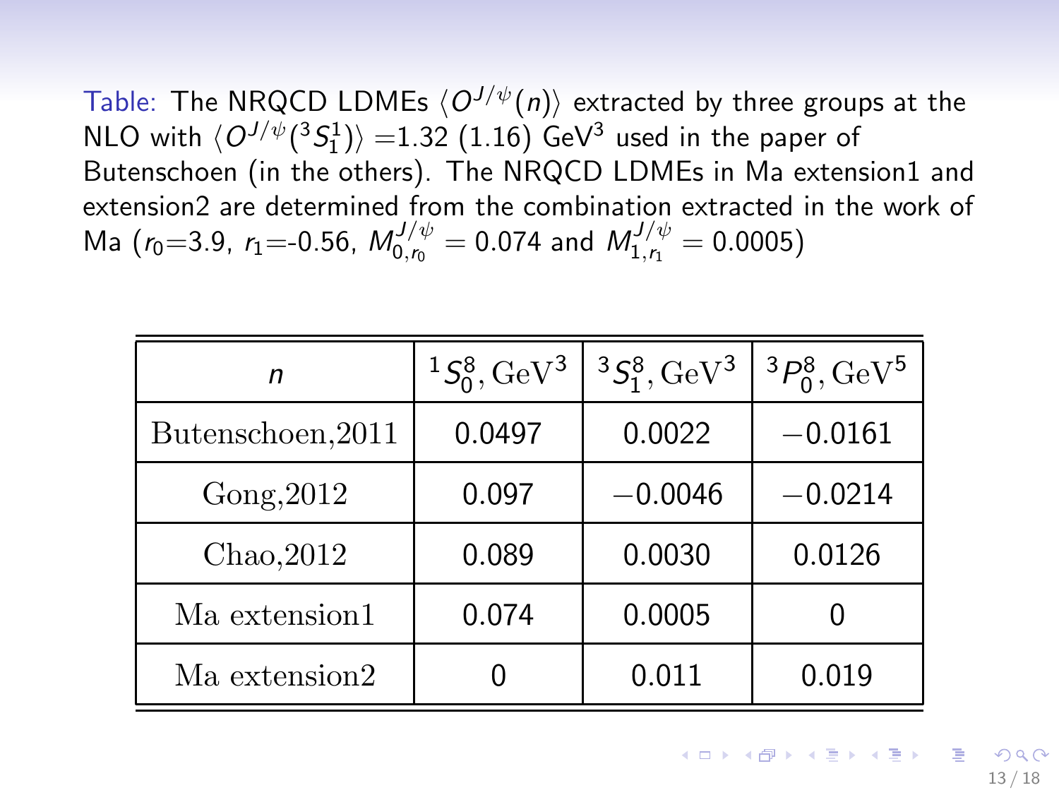Table: The NRQCD LDMEs $\langle O^{J/\psi}(n)\rangle$ extracted by three groups at the NLO with $\langle O^{J/\psi}(^3S_1^1)\rangle$ =1.32 (1.16) GeV$^3$ used in the paper of Butenschoen (in the others). The NRQCD LDMEs in Ma extension1 and extension2 are determined from the combination extracted in the work of Ma ($r_0$=3.9, $r_1$=-0.56, $M_{0,r_0}^{J/\psi} = 0.074$ and $M_{1,r_1}^{J/\psi} = 0.0005$)

| $n$ | $^1S_0^8, \mathrm{GeV}^3$ | $^3S_1^8, \mathrm{GeV}^3$ | $^3P_0^8, \mathrm{GeV}^5$ |
|---|---|---|---|
| Butenschoen,2011 | 0.0497 | 0.0022 | $-0.0161$ |
| Gong,2012 | 0.097 | $-0.0046$ | $-0.0214$ |
| Chao,2012 | 0.089 | 0.0030 | 0.0126 |
| Ma extension1 | 0.074 | 0.0005 | 0 |
| Ma extension2 | 0 | 0.011 | 0.019 |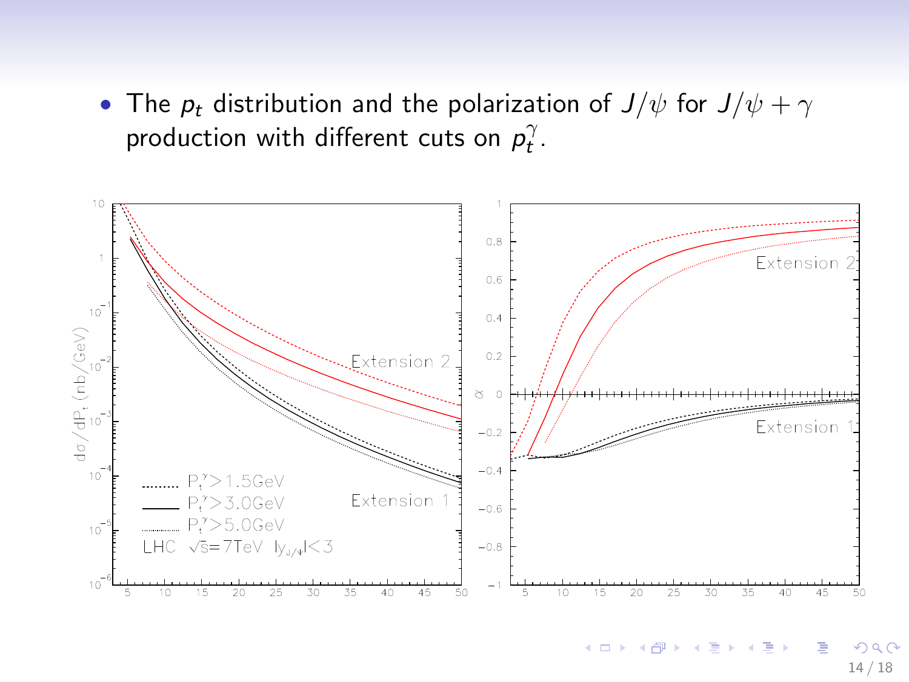- The $p_t$ distribution and the polarization of $J/\psi$ for $J/\psi + \gamma$ production with different cuts on $p_t^\gamma$.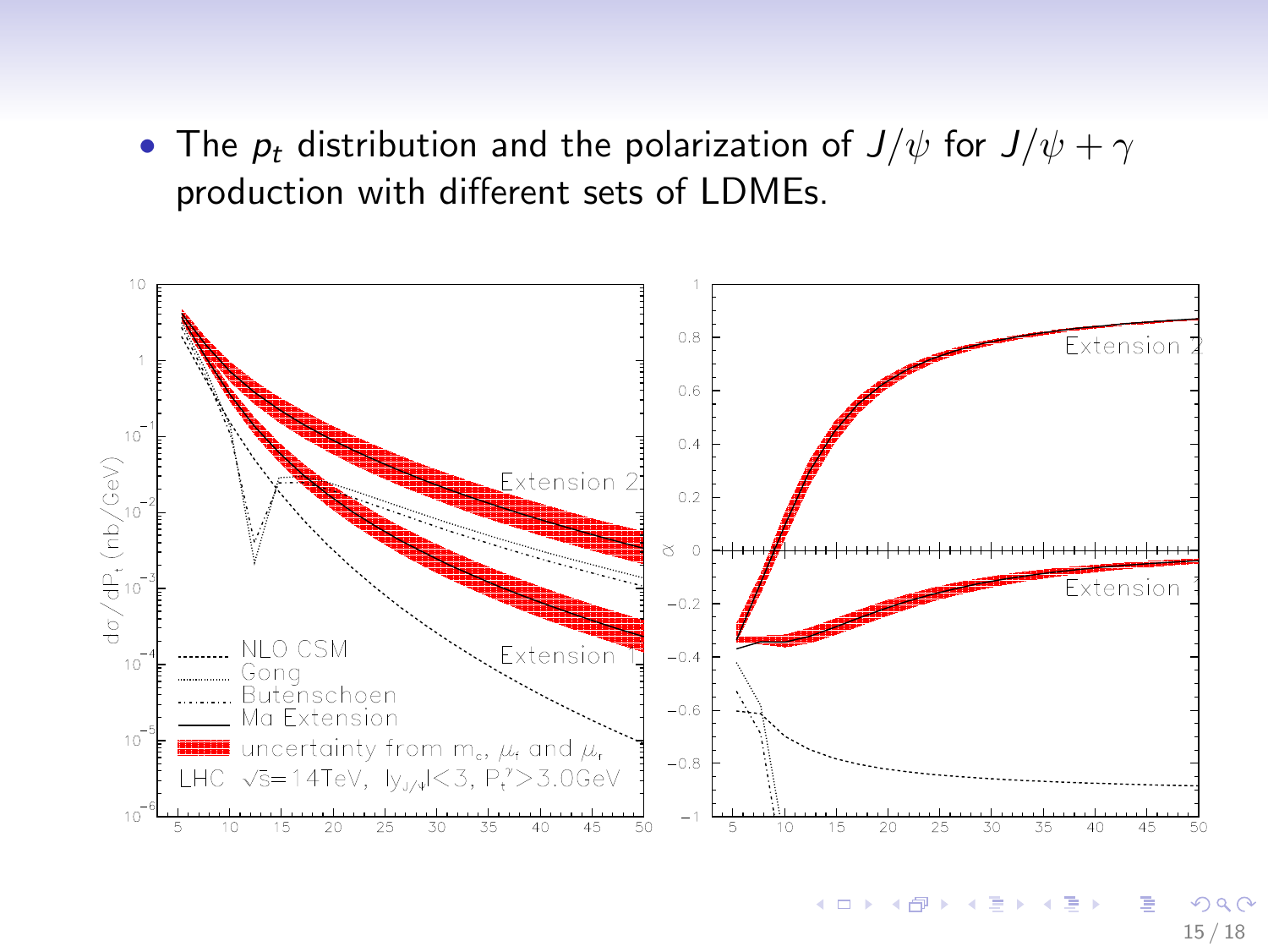- The $p_t$ distribution and the polarization of $J/\psi$ for $J/\psi + \gamma$ production with different sets of LDMEs.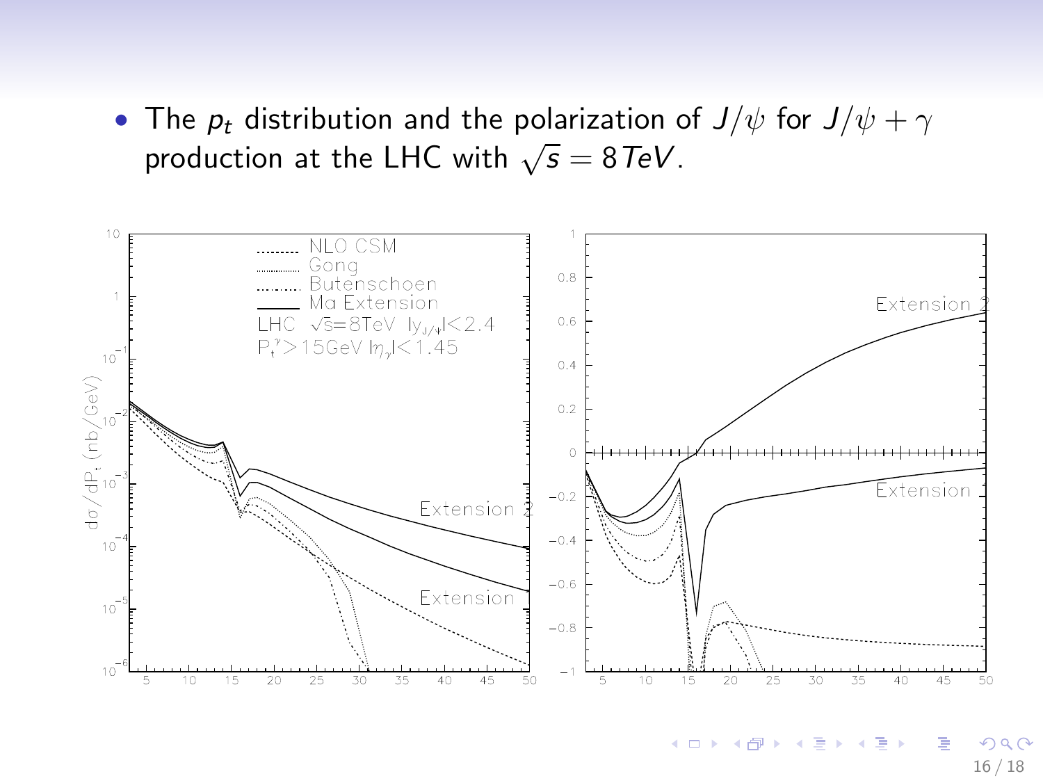- The $p_t$ distribution and the polarization of $J/\psi$ for $J/\psi + \gamma$ production at the LHC with $\sqrt{s} = 8\,TeV$.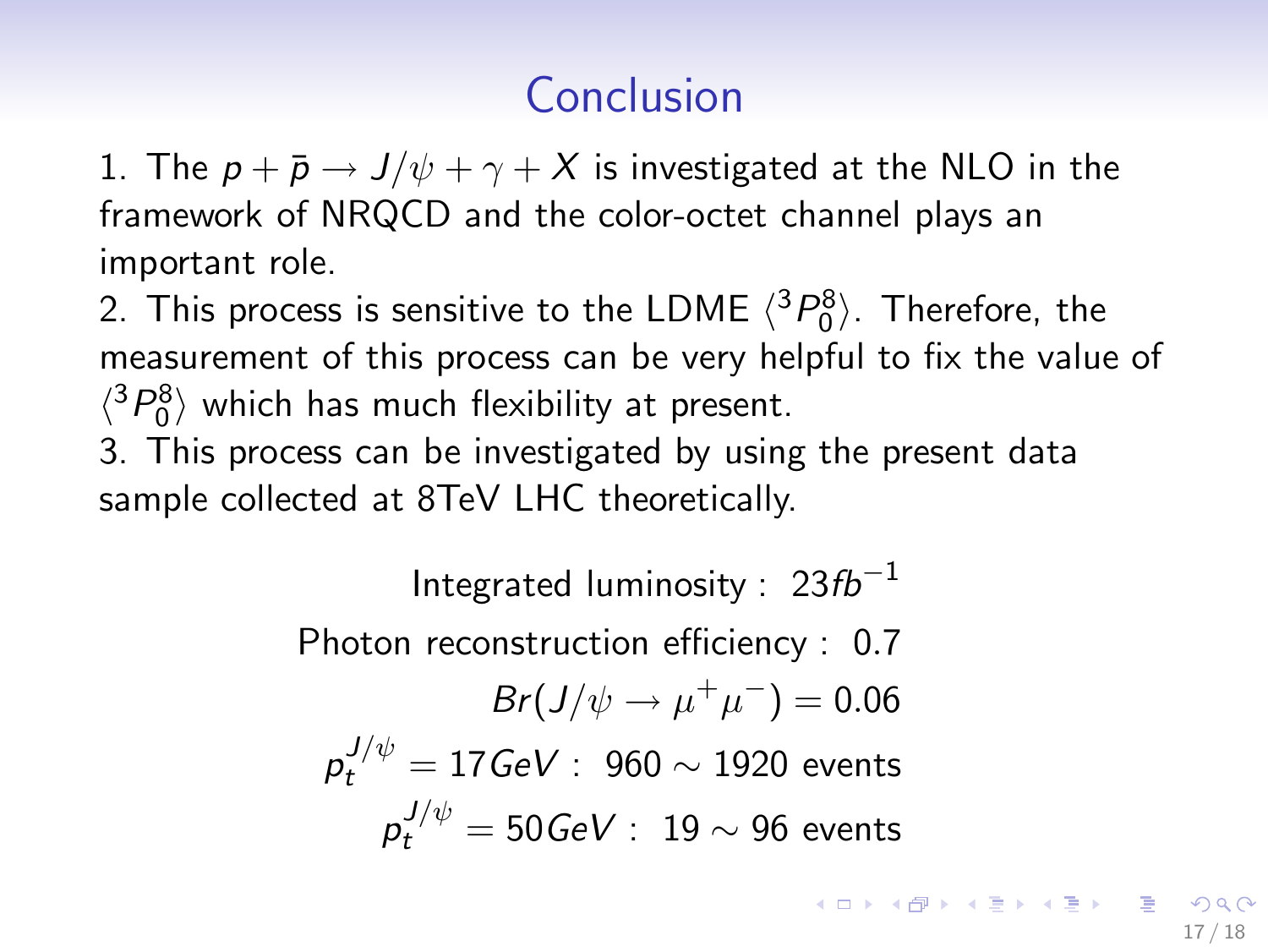# Conclusion

1. The $p + \bar{p} \rightarrow J/\psi + \gamma + X$ is investigated at the NLO in the framework of NRQCD and the color-octet channel plays an important role.
2. This process is sensitive to the LDME $\langle {}^3P_0^8 \rangle$. Therefore, the measurement of this process can be very helpful to fix the value of $\langle {}^3P_0^8 \rangle$ which has much flexibility at present.
3. This process can be investigated by using the present data sample collected at 8TeV LHC theoretically.

$$\text{Integrated luminosity}: \ 23fb^{-1}$$

$$\text{Photon reconstruction efficiency}: \ 0.7$$

$$Br(J/\psi \rightarrow \mu^+\mu^-) = 0.06$$

$$p_t^{J/\psi} = 17GeV: \ 960 \sim 1920 \text{ events}$$

$$p_t^{J/\psi} = 50GeV: \ 19 \sim 96 \text{ events}$$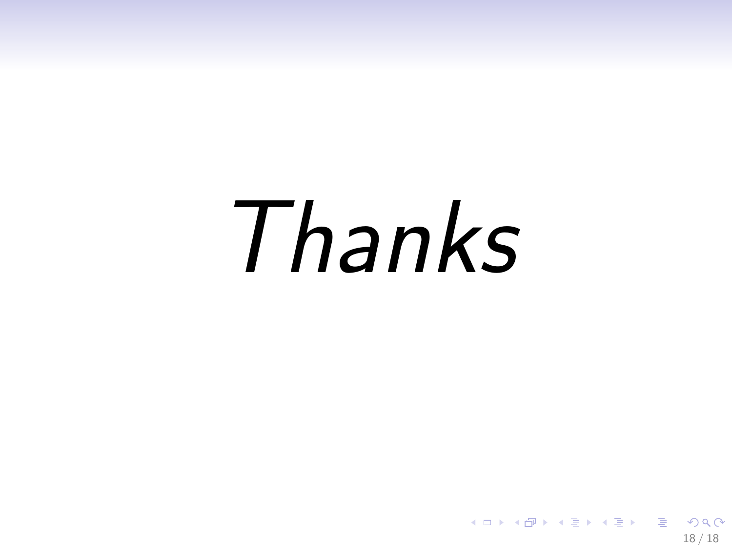*Thanks*